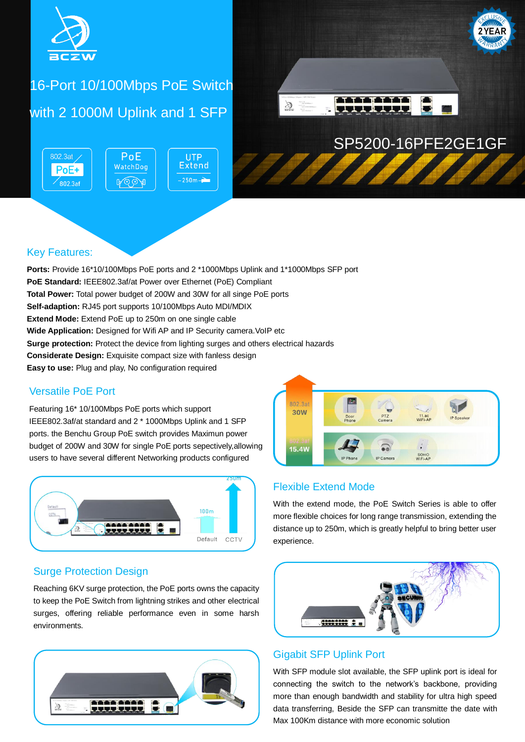# 16-Port 10/100Mbps PoE Switch with 2 1000M Uplink and 1 SFP

SP5200-16PFE2GE1GF

## Key Features:

**Ports:** Provide 16*10/100Mbps PoE ports and 2 *1000Mbps Uplink and 1*1000Mbps SFP port
**PoE Standard:** IEEE802.3af/at Power over Ethernet (PoE) Compliant
**Total Power:** Total power budget of 200W and 30W for all singe PoE ports
**Self-adaption:** RJ45 port supports 10/100Mbps Auto MDI/MDIX
**Extend Mode:** Extend PoE up to 250m on one single cable
**Wide Application:** Designed for Wifi AP and IP Security camera.VoIP etc
**Surge protection:** Protect the device from lighting surges and others electrical hazards
**Considerate Design:** Exquisite compact size with fanless design
**Easy to use:** Plug and play, No configuration required

## Versatile PoE Port

Featuring 16* 10/100Mbps PoE ports which support IEEE802.3af/at standard and 2 * 1000Mbps Uplink and 1 SFP ports. the Benchu Group PoE switch provides Maximun power budget of 200W and 30W for single PoE ports sepectively,allowing users to have several different Networking products configured

## Flexible Extend Mode

With the extend mode, the PoE Switch Series is able to offer more flexible choices for long range transmission, extending the distance up to 250m, which is greatly helpful to bring better user experience.

## Surge Protection Design

Reaching 6KV surge protection, the PoE ports owns the capacity to keep the PoE Switch from lightning strikes and other electrical surges, offering reliable performance even in some harsh environments.

## Gigabit SFP Uplink Port

With SFP module slot available, the SFP uplink port is ideal for connecting the switch to the network's backbone, providing more than enough bandwidth and stability for ultra high speed data transferring, Beside the SFP can transmitte the date with Max 100Km distance with more economic solution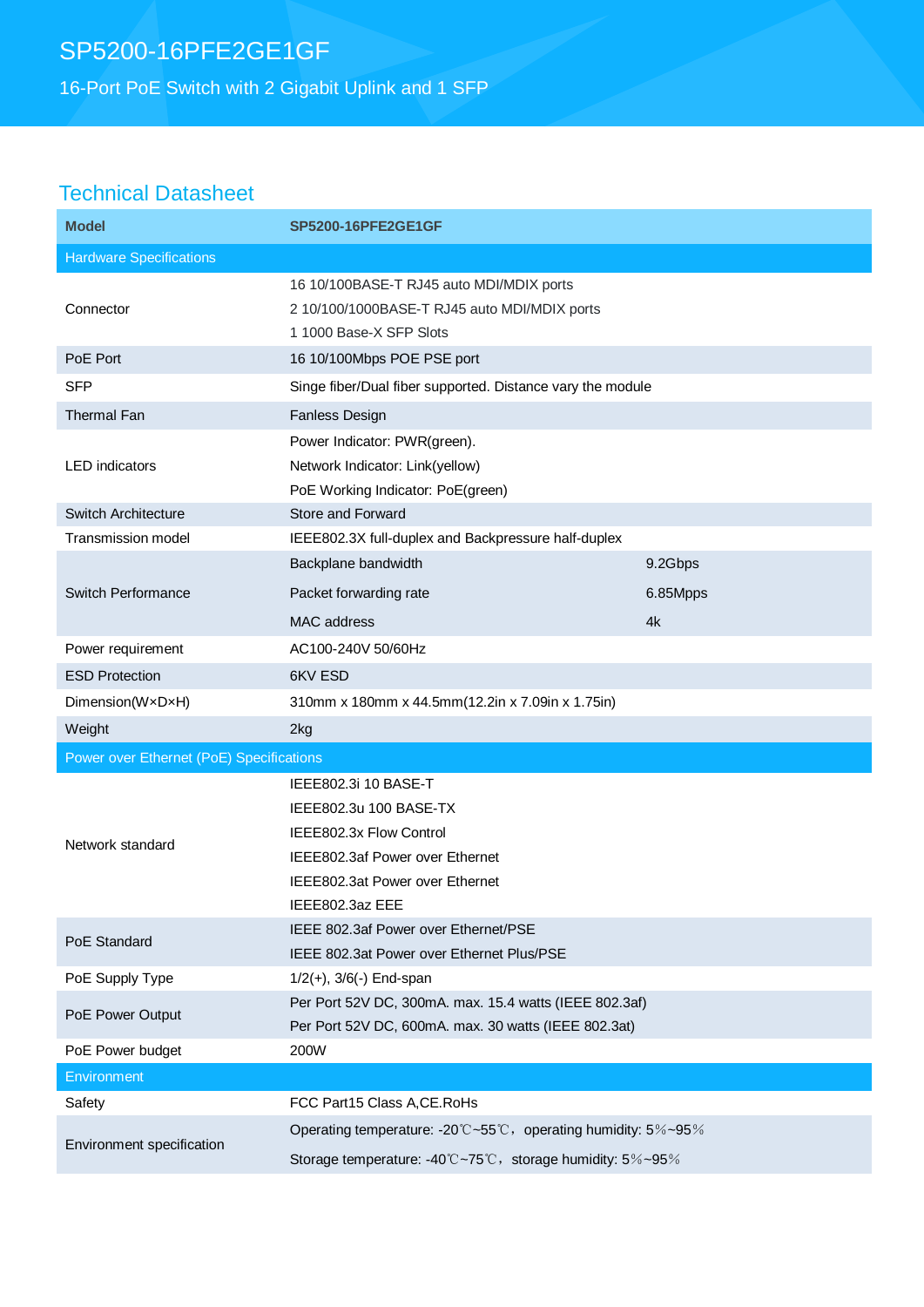# SP5200-16PFE2GE1GF

16-Port PoE Switch with 2 Gigabit Uplink and 1 SFP

## Technical Datasheet

| Model | SP5200-16PFE2GE1GF | |
|---|---|---|
| **Hardware Specifications** | | |
| Connector | 16 10/100BASE-T RJ45 auto MDI/MDIX ports<br>2 10/100/1000BASE-T RJ45 auto MDI/MDIX ports<br>1 1000 Base-X SFP Slots | |
| PoE Port | 16 10/100Mbps POE PSE port | |
| SFP | Singe fiber/Dual fiber supported. Distance vary the module | |
| Thermal Fan | Fanless Design | |
| LED indicators | Power Indicator: PWR(green).<br>Network Indicator: Link(yellow)<br>PoE Working Indicator: PoE(green) | |
| Switch Architecture | Store and Forward | |
| Transmission model | IEEE802.3X full-duplex and Backpressure half-duplex | |
| Switch Performance | Backplane bandwidth | 9.2Gbps |
| | Packet forwarding rate | 6.85Mpps |
| | MAC address | 4k |
| Power requirement | AC100-240V 50/60Hz | |
| ESD Protection | 6KV ESD | |
| Dimension(W×D×H) | 310mm x 180mm x 44.5mm(12.2in x 7.09in x 1.75in) | |
| Weight | 2kg | |
| **Power over Ethernet (PoE) Specifications** | | |
| Network standard | IEEE802.3i 10 BASE-T<br>IEEE802.3u 100 BASE-TX<br>IEEE802.3x Flow Control<br>IEEE802.3af Power over Ethernet<br>IEEE802.3at Power over Ethernet<br>IEEE802.3az EEE | |
| PoE Standard | IEEE 802.3af Power over Ethernet/PSE<br>IEEE 802.3at Power over Ethernet Plus/PSE | |
| PoE Supply Type | 1/2(+), 3/6(-) End-span | |
| PoE Power Output | Per Port 52V DC, 300mA. max. 15.4 watts (IEEE 802.3af)<br>Per Port 52V DC, 600mA. max. 30 watts (IEEE 802.3at) | |
| PoE Power budget | 200W | |
| **Environment** | | |
| Safety | FCC Part15 Class A,CE.RoHs | |
| Environment specification | Operating temperature: -20℃~55℃，operating humidity: 5%~95%<br>Storage temperature: -40℃~75℃，storage humidity: 5%~95% | |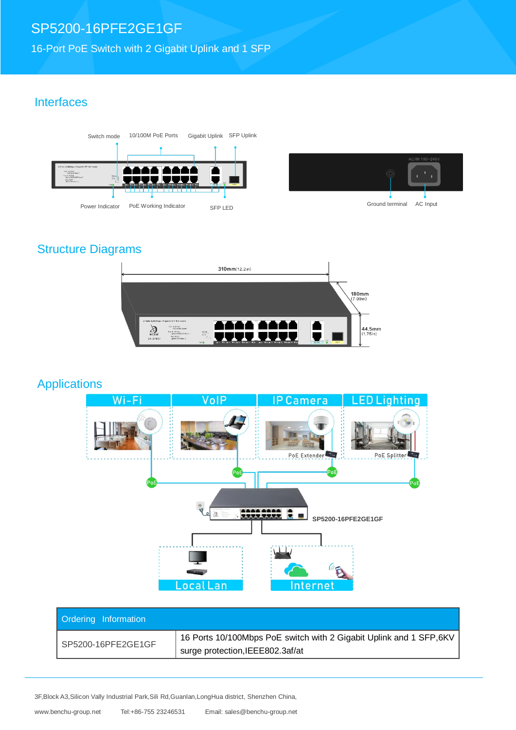# SP5200-16PFE2GE1GF

16-Port PoE Switch with 2 Gigabit Uplink and 1 SFP

## Interfaces

Switch mode
10/100M PoE Ports
Gigabit Uplink
SFP Uplink
Power Indicator
PoE Working Indicator
SFP LED

AC/IN 100~240V
Ground terminal
AC Input

## Structure Diagrams

310mm(12.2in)
180mm (7.09in)
44.5mm (1.75in)

## Applications

Wi-Fi
VoIP
IP Camera
LED Lighting
PoE Extender
PoE Splitter
PoE
SP5200-16PFE2GE1GF
Local Lan
Internet

| Ordering Information | |
|---|---|
| SP5200-16PFE2GE1GF | 16 Ports 10/100Mbps PoE switch with 2 Gigabit Uplink and 1 SFP,6KV surge protection,IEEE802.3af/at |

3F,Block A3,Silicon Vally Industrial Park,Sili Rd,Guanlan,LongHua district, Shenzhen China,

www.benchu-group.net Tel:+86-755 23246531 Email: sales@benchu-group.net